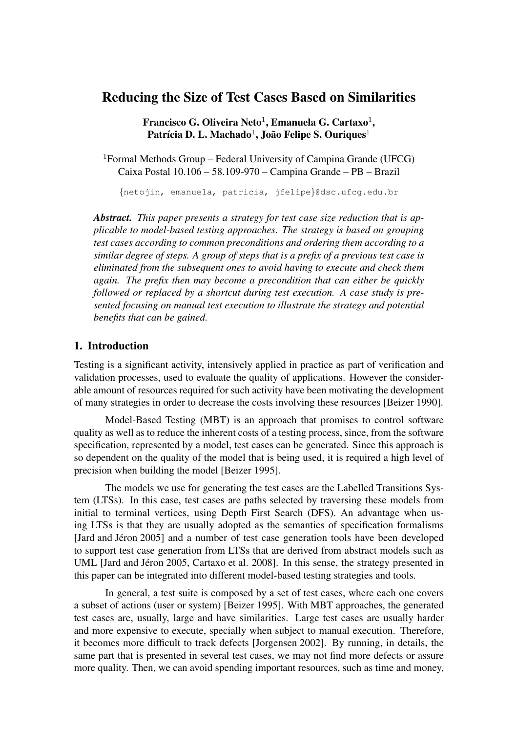# Reducing the Size of Test Cases Based on Similarities

**Francisco G. Oliveira Neto**[1], **Emanuela G. Cartaxo**[1], **Patrícia D. L. Machado**[1], **João Felipe S. Ouriques**[1]

[1]Formal Methods Group – Federal University of Campina Grande (UFCG)
Caixa Postal 10.106 – 58.109-970 – Campina Grande – PB – Brazil

{netojin, emanuela, patricia, jfelipe}@dsc.ufcg.edu.br

***Abstract.*** *This paper presents a strategy for test case size reduction that is applicable to model-based testing approaches. The strategy is based on grouping test cases according to common preconditions and ordering them according to a similar degree of steps. A group of steps that is a prefix of a previous test case is eliminated from the subsequent ones to avoid having to execute and check them again. The prefix then may become a precondition that can either be quickly followed or replaced by a shortcut during test execution. A case study is presented focusing on manual test execution to illustrate the strategy and potential benefits that can be gained.*

## 1. Introduction

Testing is a significant activity, intensively applied in practice as part of verification and validation processes, used to evaluate the quality of applications. However the considerable amount of resources required for such activity have been motivating the development of many strategies in order to decrease the costs involving these resources [Beizer 1990].

Model-Based Testing (MBT) is an approach that promises to control software quality as well as to reduce the inherent costs of a testing process, since, from the software specification, represented by a model, test cases can be generated. Since this approach is so dependent on the quality of the model that is being used, it is required a high level of precision when building the model [Beizer 1995].

The models we use for generating the test cases are the Labelled Transitions System (LTSs). In this case, test cases are paths selected by traversing these models from initial to terminal vertices, using Depth First Search (DFS). An advantage when using LTSs is that they are usually adopted as the semantics of specification formalisms [Jard and Jéron 2005] and a number of test case generation tools have been developed to support test case generation from LTSs that are derived from abstract models such as UML [Jard and Jéron 2005, Cartaxo et al. 2008]. In this sense, the strategy presented in this paper can be integrated into different model-based testing strategies and tools.

In general, a test suite is composed by a set of test cases, where each one covers a subset of actions (user or system) [Beizer 1995]. With MBT approaches, the generated test cases are, usually, large and have similarities. Large test cases are usually harder and more expensive to execute, specially when subject to manual execution. Therefore, it becomes more difficult to track defects [Jorgensen 2002]. By running, in details, the same part that is presented in several test cases, we may not find more defects or assure more quality. Then, we can avoid spending important resources, such as time and money,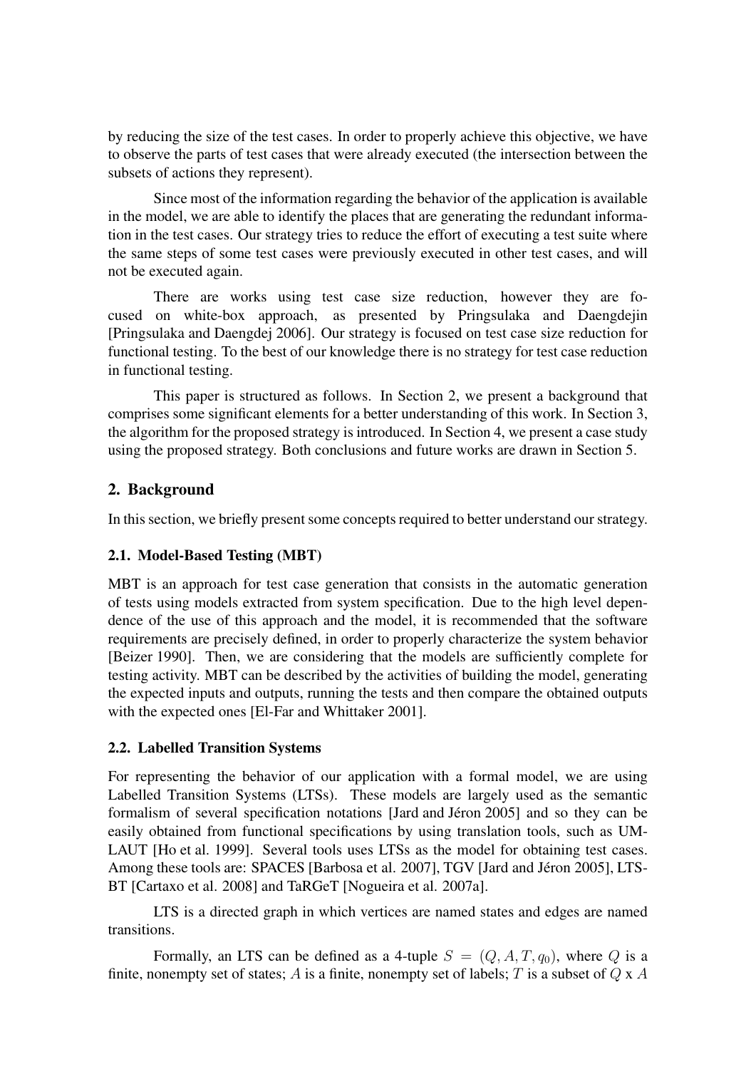by reducing the size of the test cases. In order to properly achieve this objective, we have to observe the parts of test cases that were already executed (the intersection between the subsets of actions they represent).

Since most of the information regarding the behavior of the application is available in the model, we are able to identify the places that are generating the redundant information in the test cases. Our strategy tries to reduce the effort of executing a test suite where the same steps of some test cases were previously executed in other test cases, and will not be executed again.

There are works using test case size reduction, however they are focused on white-box approach, as presented by Pringsulaka and Daengdejin [Pringsulaka and Daengdej 2006]. Our strategy is focused on test case size reduction for functional testing. To the best of our knowledge there is no strategy for test case reduction in functional testing.

This paper is structured as follows. In Section 2, we present a background that comprises some significant elements for a better understanding of this work. In Section 3, the algorithm for the proposed strategy is introduced. In Section 4, we present a case study using the proposed strategy. Both conclusions and future works are drawn in Section 5.

## 2. Background

In this section, we briefly present some concepts required to better understand our strategy.

### 2.1. Model-Based Testing (MBT)

MBT is an approach for test case generation that consists in the automatic generation of tests using models extracted from system specification. Due to the high level dependence of the use of this approach and the model, it is recommended that the software requirements are precisely defined, in order to properly characterize the system behavior [Beizer 1990]. Then, we are considering that the models are sufficiently complete for testing activity. MBT can be described by the activities of building the model, generating the expected inputs and outputs, running the tests and then compare the obtained outputs with the expected ones [El-Far and Whittaker 2001].

### 2.2. Labelled Transition Systems

For representing the behavior of our application with a formal model, we are using Labelled Transition Systems (LTSs). These models are largely used as the semantic formalism of several specification notations [Jard and Jéron 2005] and so they can be easily obtained from functional specifications by using translation tools, such as UMLAUT [Ho et al. 1999]. Several tools uses LTSs as the model for obtaining test cases. Among these tools are: SPACES [Barbosa et al. 2007], TGV [Jard and Jéron 2005], LTS-BT [Cartaxo et al. 2008] and TaRGeT [Nogueira et al. 2007a].

LTS is a directed graph in which vertices are named states and edges are named transitions.

Formally, an LTS can be defined as a 4-tuple $S = (Q, A, T, q_0)$, where $Q$ is a finite, nonempty set of states; $A$ is a finite, nonempty set of labels; $T$ is a subset of $Q$ x $A$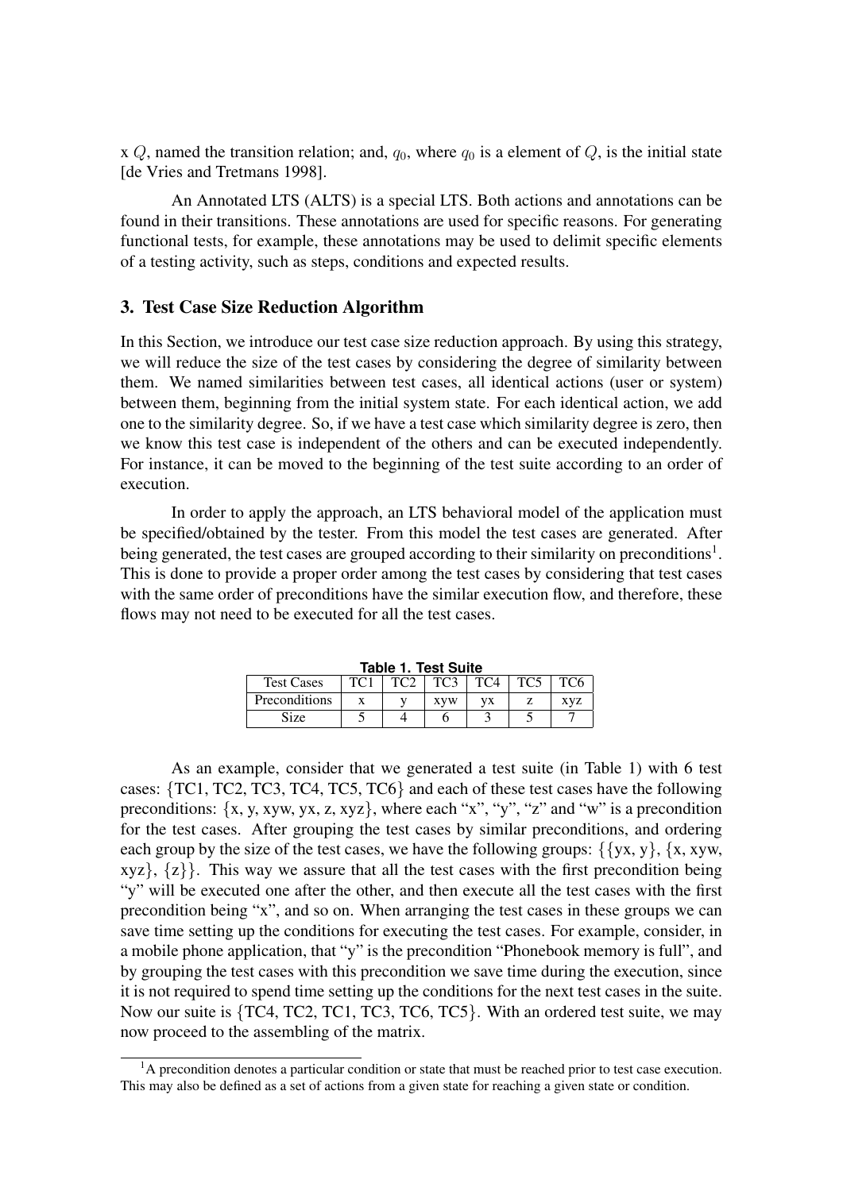x $Q$, named the transition relation; and, $q_0$, where $q_0$ is a element of $Q$, is the initial state [de Vries and Tretmans 1998].

An Annotated LTS (ALTS) is a special LTS. Both actions and annotations can be found in their transitions. These annotations are used for specific reasons. For generating functional tests, for example, these annotations may be used to delimit specific elements of a testing activity, such as steps, conditions and expected results.

## 3. Test Case Size Reduction Algorithm

In this Section, we introduce our test case size reduction approach. By using this strategy, we will reduce the size of the test cases by considering the degree of similarity between them. We named similarities between test cases, all identical actions (user or system) between them, beginning from the initial system state. For each identical action, we add one to the similarity degree. So, if we have a test case which similarity degree is zero, then we know this test case is independent of the others and can be executed independently. For instance, it can be moved to the beginning of the test suite according to an order of execution.

In order to apply the approach, an LTS behavioral model of the application must be specified/obtained by the tester. From this model the test cases are generated. After being generated, the test cases are grouped according to their similarity on preconditions[1]. This is done to provide a proper order among the test cases by considering that test cases with the same order of preconditions have the similar execution flow, and therefore, these flows may not need to be executed for all the test cases.

**Table 1. Test Suite**

| Test Cases | TC1 | TC2 | TC3 | TC4 | TC5 | TC6 |
|---|---|---|---|---|---|---|
| Preconditions | x | y | xyw | yx | z | xyz |
| Size | 5 | 4 | 6 | 3 | 5 | 7 |

As an example, consider that we generated a test suite (in Table 1) with 6 test cases: {TC1, TC2, TC3, TC4, TC5, TC6} and each of these test cases have the following preconditions: {x, y, xyw, yx, z, xyz}, where each "x", "y", "z" and "w" is a precondition for the test cases. After grouping the test cases by similar preconditions, and ordering each group by the size of the test cases, we have the following groups: {{yx, y}, {x, xyw, xyz}, {z}}. This way we assure that all the test cases with the first precondition being "y" will be executed one after the other, and then execute all the test cases with the first precondition being "x", and so on. When arranging the test cases in these groups we can save time setting up the conditions for executing the test cases. For example, consider, in a mobile phone application, that "y" is the precondition "Phonebook memory is full", and by grouping the test cases with this precondition we save time during the execution, since it is not required to spend time setting up the conditions for the next test cases in the suite. Now our suite is {TC4, TC2, TC1, TC3, TC6, TC5}. With an ordered test suite, we may now proceed to the assembling of the matrix.

[1]A precondition denotes a particular condition or state that must be reached prior to test case execution. This may also be defined as a set of actions from a given state for reaching a given state or condition.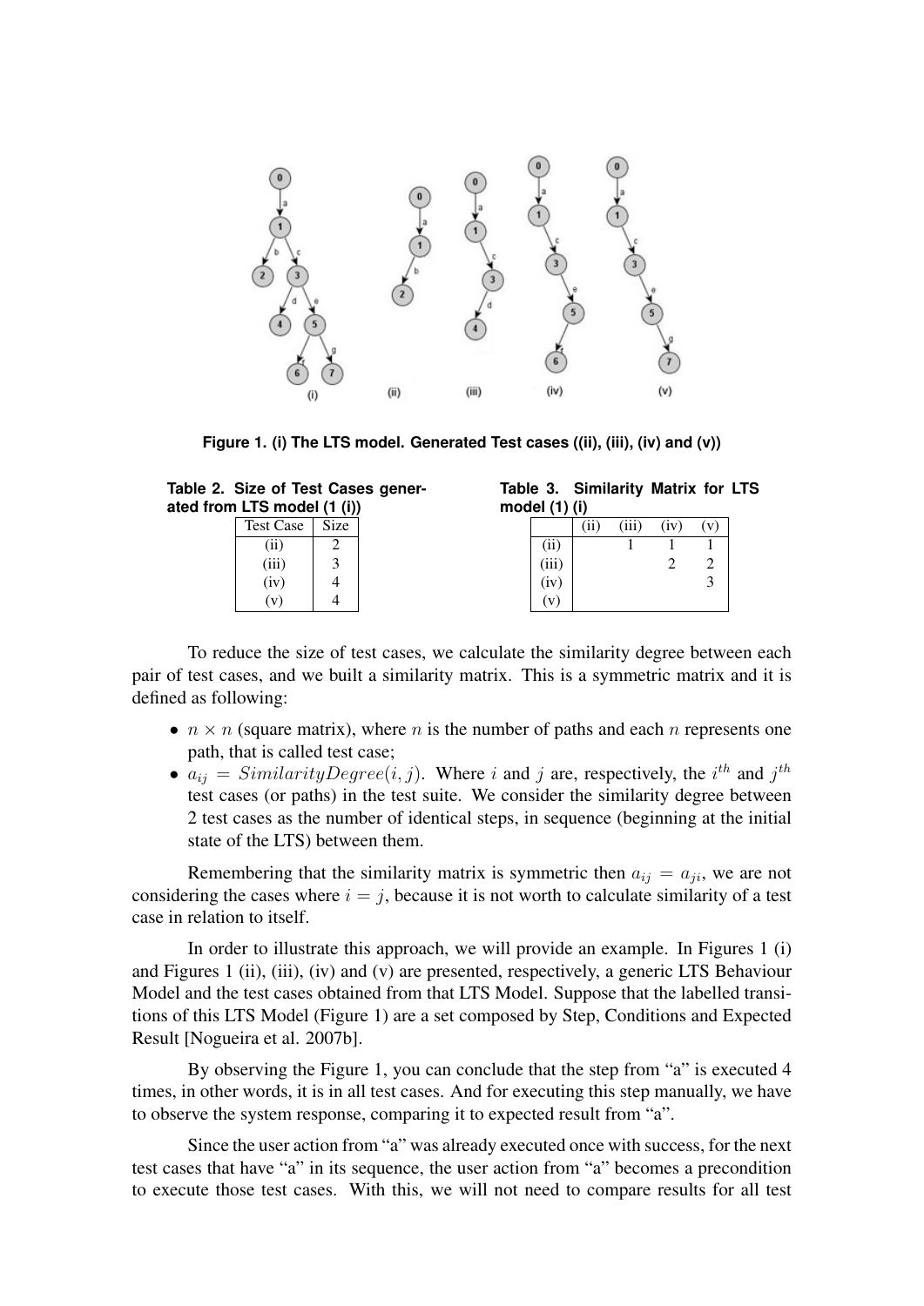Figure 1. (i) The LTS model. Generated Test cases ((ii), (iii), (iv) and (v))

**Table 2. Size of Test Cases generated from LTS model (1 (i))**

| Test Case | Size |
|---|---|
| (ii) | 2 |
| (iii) | 3 |
| (iv) | 4 |
| (v) | 4 |

**Table 3. Similarity Matrix for LTS model (1) (i)**

| | (ii) | (iii) | (iv) | (v) |
|---|---|---|---|---|
| (ii) | | 1 | 1 | 1 |
| (iii) | | | 2 | 2 |
| (iv) | | | | 3 |
| (v) | | | | |

To reduce the size of test cases, we calculate the similarity degree between each pair of test cases, and we built a similarity matrix. This is a symmetric matrix and it is defined as following:

- $n \times n$ (square matrix), where $n$ is the number of paths and each $n$ represents one path, that is called test case;
- $a_{ij} = SimilarityDegree(i, j)$. Where $i$ and $j$ are, respectively, the $i^{th}$ and $j^{th}$ test cases (or paths) in the test suite. We consider the similarity degree between 2 test cases as the number of identical steps, in sequence (beginning at the initial state of the LTS) between them.

Remembering that the similarity matrix is symmetric then $a_{ij} = a_{ji}$, we are not considering the cases where $i = j$, because it is not worth to calculate similarity of a test case in relation to itself.

In order to illustrate this approach, we will provide an example. In Figures 1 (i) and Figures 1 (ii), (iii), (iv) and (v) are presented, respectively, a generic LTS Behaviour Model and the test cases obtained from that LTS Model. Suppose that the labelled transitions of this LTS Model (Figure 1) are a set composed by Step, Conditions and Expected Result [Nogueira et al. 2007b].

By observing the Figure 1, you can conclude that the step from "a" is executed 4 times, in other words, it is in all test cases. And for executing this step manually, we have to observe the system response, comparing it to expected result from "a".

Since the user action from "a" was already executed once with success, for the next test cases that have "a" in its sequence, the user action from "a" becomes a precondition to execute those test cases. With this, we will not need to compare results for all test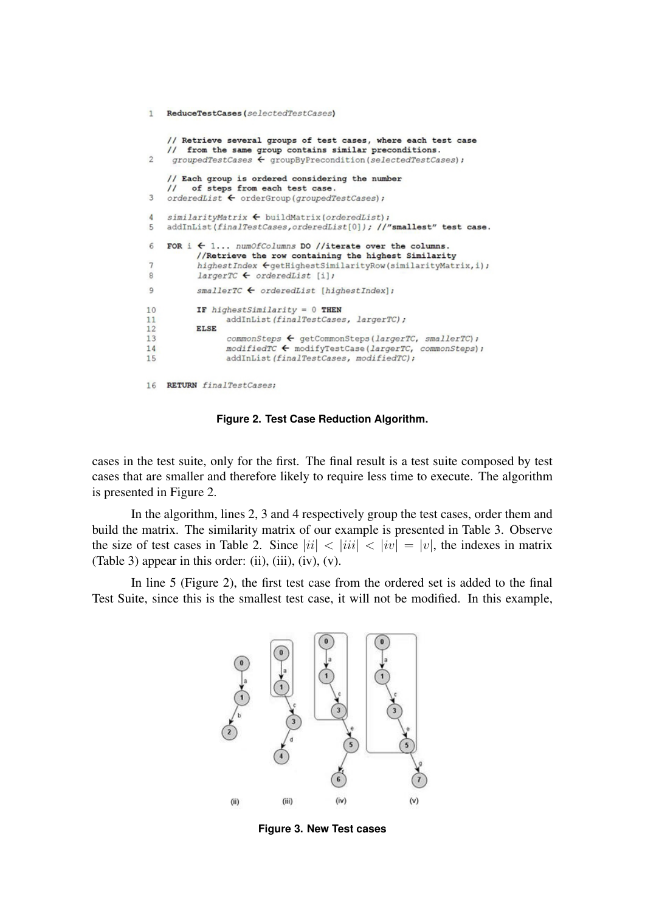```
1   ReduceTestCases(selectedTestCases)

    // Retrieve several groups of test cases, where each test case
    //  from the same group contains similar preconditions.
2    groupedTestCases ← groupByPrecondition(selectedTestCases);

    // Each group is ordered considering the number
    //   of steps from each test case.
3   orderedList ← orderGroup(groupedTestCases);

4   similarityMatrix ← buildMatrix(orderedList);
5   addInList(finalTestCases,orderedList[0]); //"smallest" test case.

6   FOR i ← 1... numOfColumns DO //iterate over the columns.
         //Retrieve the row containing the highest Similarity
7        highestIndex ←getHighestSimilarityRow(similarityMatrix,i);
8        largerTC ← orderedList [i];

9        smallerTC ← orderedList [highestIndex];

10       IF highestSimilarity = 0 THEN
11             addInList(finalTestCases, largerTC);
12       ELSE
13             commonSteps ← getCommonSteps(largerTC, smallerTC);
14             modifiedTC ← modifyTestCase(largerTC, commonSteps);
15             addInList(finalTestCases, modifiedTC);

16  RETURN finalTestCases;
```

**Figure 2. Test Case Reduction Algorithm.**

cases in the test suite, only for the first. The final result is a test suite composed by test cases that are smaller and therefore likely to require less time to execute. The algorithm is presented in Figure 2.

In the algorithm, lines 2, 3 and 4 respectively group the test cases, order them and build the matrix. The similarity matrix of our example is presented in Table 3. Observe the size of test cases in Table 2. Since $|ii| < |iii| < |iv| = |v|$, the indexes in matrix (Table 3) appear in this order: (ii), (iii), (iv), (v).

In line 5 (Figure 2), the first test case from the ordered set is added to the final Test Suite, since this is the smallest test case, it will not be modified. In this example,

**Figure 3. New Test cases**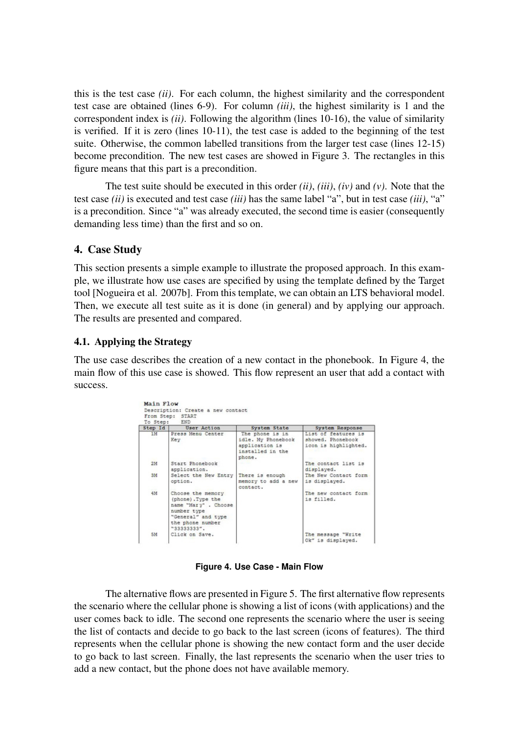this is the test case *(ii)*. For each column, the highest similarity and the correspondent test case are obtained (lines 6-9). For column *(iii)*, the highest similarity is 1 and the correspondent index is *(ii)*. Following the algorithm (lines 10-16), the value of similarity is verified. If it is zero (lines 10-11), the test case is added to the beginning of the test suite. Otherwise, the common labelled transitions from the larger test case (lines 12-15) become precondition. The new test cases are showed in Figure 3. The rectangles in this figure means that this part is a precondition.

The test suite should be executed in this order *(ii)*, *(iii)*, *(iv)* and *(v)*. Note that the test case *(ii)* is executed and test case *(iii)* has the same label "a", but in test case *(iii)*, "a" is a precondition. Since "a" was already executed, the second time is easier (consequently demanding less time) than the first and so on.

## 4. Case Study

This section presents a simple example to illustrate the proposed approach. In this example, we illustrate how use cases are specified by using the template defined by the Target tool [Nogueira et al. 2007b]. From this template, we can obtain an LTS behavioral model. Then, we execute all test suite as it is done (in general) and by applying our approach. The results are presented and compared.

### 4.1. Applying the Strategy

The use case describes the creation of a new contact in the phonebook. In Figure 4, the main flow of this use case is showed. This flow represent an user that add a contact with success.

**Main Flow**
Description: Create a new contact
From Step: START
To Step: END

| Step Id | User Action | System State | System Response |
|---|---|---|---|
| 1M | Press Menu Center Key | The phone is in idle. My Phonebook application is installed in the phone. | List of features is showed. Phonebook icon is highlighted. |
| 2M | Start Phonebook application. | | The contact list is displayed. |
| 3M | Select the New Entry option. | There is enough memory to add a new contact. | The New Contact form is displayed. |
| 4M | Choose the memory (phone).Type the name "Mary" . Choose number type "General" and type the phone number "33333333". | | The new contact form is filled. |
| 5M | Click on Save. | | The message "Write Ok" is displayed. |

**Figure 4. Use Case - Main Flow**

The alternative flows are presented in Figure 5. The first alternative flow represents the scenario where the cellular phone is showing a list of icons (with applications) and the user comes back to idle. The second one represents the scenario where the user is seeing the list of contacts and decide to go back to the last screen (icons of features). The third represents when the cellular phone is showing the new contact form and the user decide to go back to last screen. Finally, the last represents the scenario when the user tries to add a new contact, but the phone does not have available memory.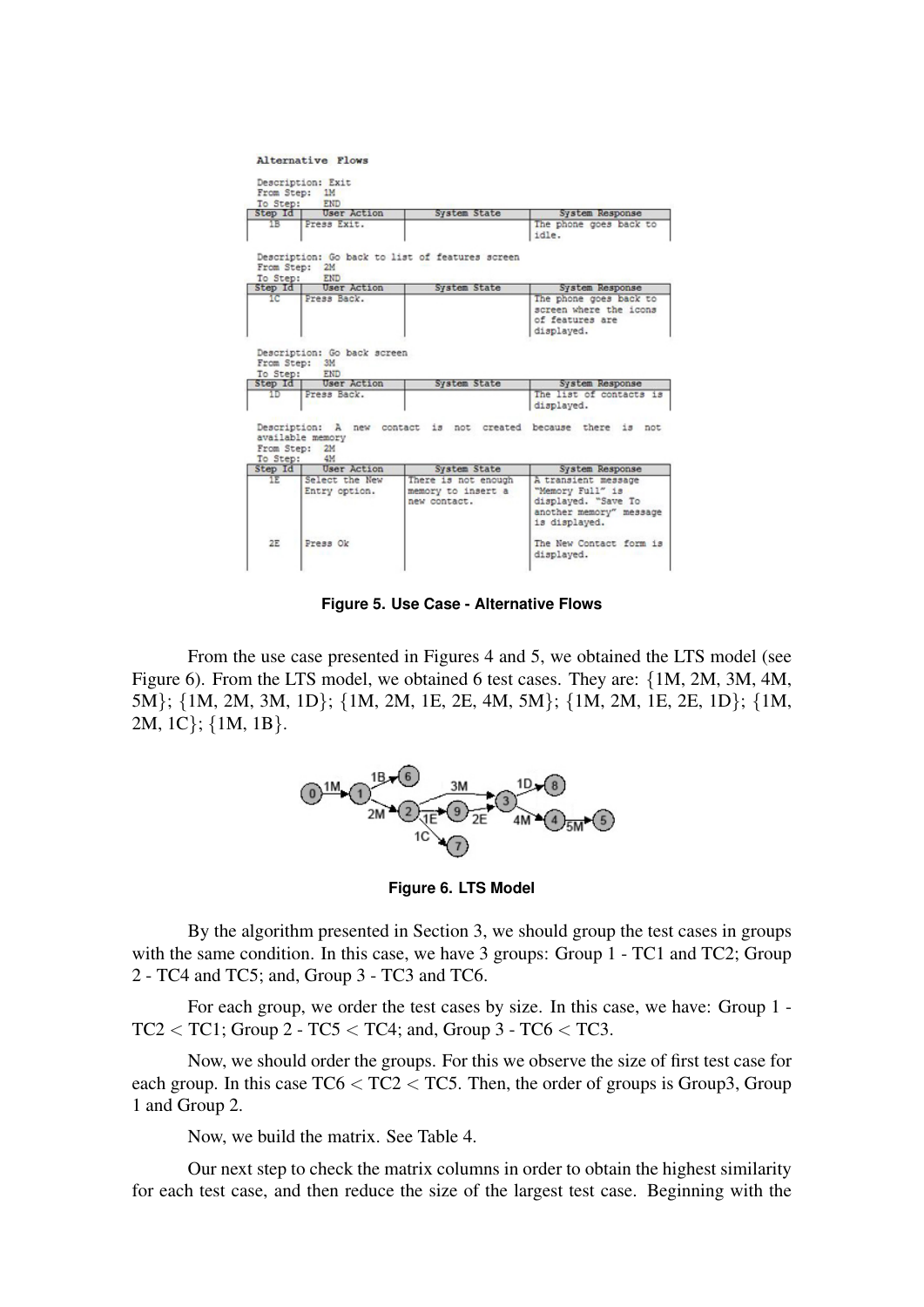**Alternative Flows**

Description: Exit
From Step: 1M
To Step: END

| Step Id | User Action | System State | System Response |
|---|---|---|---|
| 1B | Press Exit. | | The phone goes back to idle. |

Description: Go back to list of features screen
From Step: 2M
To Step: END

| Step Id | User Action | System State | System Response |
|---|---|---|---|
| 1C | Press Back. | | The phone goes back to screen where the icons of features are displayed. |

Description: Go back screen
From Step: 3M
To Step: END

| Step Id | User Action | System State | System Response |
|---|---|---|---|
| 1D | Press Back. | | The list of contacts is displayed. |

Description: A new contact is not created because there is not available memory
From Step: 2M
To Step: 4M

| Step Id | User Action | System State | System Response |
|---|---|---|---|
| 1E | Select the New Entry option. | There is not enough memory to insert a new contact. | A transient message "Memory Full" is displayed. "Save To another memory" message is displayed. |
| 2E | Press Ok | | The New Contact form is displayed. |

**Figure 5. Use Case - Alternative Flows**

From the use case presented in Figures 4 and 5, we obtained the LTS model (see Figure 6). From the LTS model, we obtained 6 test cases. They are: {1M, 2M, 3M, 4M, 5M}; {1M, 2M, 3M, 1D}; {1M, 2M, 1E, 2E, 4M, 5M}; {1M, 2M, 1E, 2E, 1D}; {1M, 2M, 1C}; {1M, 1B}.

**Figure 6. LTS Model**

By the algorithm presented in Section 3, we should group the test cases in groups with the same condition. In this case, we have 3 groups: Group 1 - TC1 and TC2; Group 2 - TC4 and TC5; and, Group 3 - TC3 and TC6.

For each group, we order the test cases by size. In this case, we have: Group 1 - TC2 < TC1; Group 2 - TC5 < TC4; and, Group 3 - TC6 < TC3.

Now, we should order the groups. For this we observe the size of first test case for each group. In this case TC6 < TC2 < TC5. Then, the order of groups is Group3, Group 1 and Group 2.

Now, we build the matrix. See Table 4.

Our next step to check the matrix columns in order to obtain the highest similarity for each test case, and then reduce the size of the largest test case. Beginning with the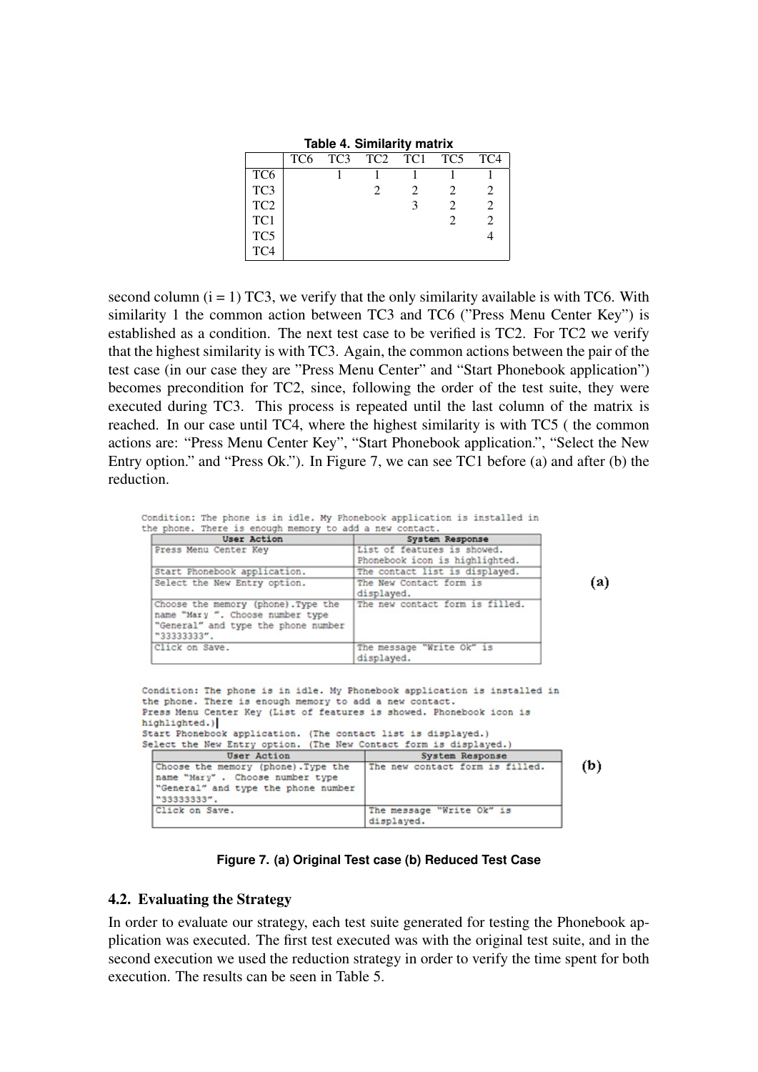**Table 4. Similarity matrix**

| | TC6 | TC3 | TC2 | TC1 | TC5 | TC4 |
|---|---|---|---|---|---|---|
| TC6 | | 1 | 1 | 1 | 1 | 1 |
| TC3 | | | 2 | 2 | 2 | 2 |
| TC2 | | | | 3 | 2 | 2 |
| TC1 | | | | | 2 | 2 |
| TC5 | | | | | | 4 |
| TC4 | | | | | | |

second column ($i = 1$) TC3, we verify that the only similarity available is with TC6. With similarity 1 the common action between TC3 and TC6 ("Press Menu Center Key") is established as a condition. The next test case to be verified is TC2. For TC2 we verify that the highest similarity is with TC3. Again, the common actions between the pair of the test case (in our case they are "Press Menu Center" and "Start Phonebook application") becomes precondition for TC2, since, following the order of the test suite, they were executed during TC3. This process is repeated until the last column of the matrix is reached. In our case until TC4, where the highest similarity is with TC5 ( the common actions are: "Press Menu Center Key", "Start Phonebook application.", "Select the New Entry option." and "Press Ok."). In Figure 7, we can see TC1 before (a) and after (b) the reduction.

(a)

Condition: The phone is in idle. My Phonebook application is installed in the phone. There is enough memory to add a new contact.

| User Action | System Response |
|---|---|
| Press Menu Center Key | List of features is showed. Phonebook icon is highlighted. |
| Start Phonebook application. | The contact list is displayed. |
| Select the New Entry option. | The New Contact form is displayed. |
| Choose the memory (phone).Type the name "Mary ". Choose number type "General" and type the phone number "33333333". | The new contact form is filled. |
| Click on Save. | The message "Write Ok" is displayed. |

(b)

Condition: The phone is in idle. My Phonebook application is installed in the phone. There is enough memory to add a new contact.
Press Menu Center Key (List of features is showed. Phonebook icon is highlighted.)
Start Phonebook application. (The contact list is displayed.)
Select the New Entry option. (The New Contact form is displayed.)

| User Action | System Response |
|---|---|
| Choose the memory (phone).Type the name "Mary" . Choose number type "General" and type the phone number "33333333". | The new contact form is filled. |
| Click on Save. | The message "Write Ok" is displayed. |

**Figure 7. (a) Original Test case (b) Reduced Test Case**

### 4.2. Evaluating the Strategy

In order to evaluate our strategy, each test suite generated for testing the Phonebook application was executed. The first test executed was with the original test suite, and in the second execution we used the reduction strategy in order to verify the time spent for both execution. The results can be seen in Table 5.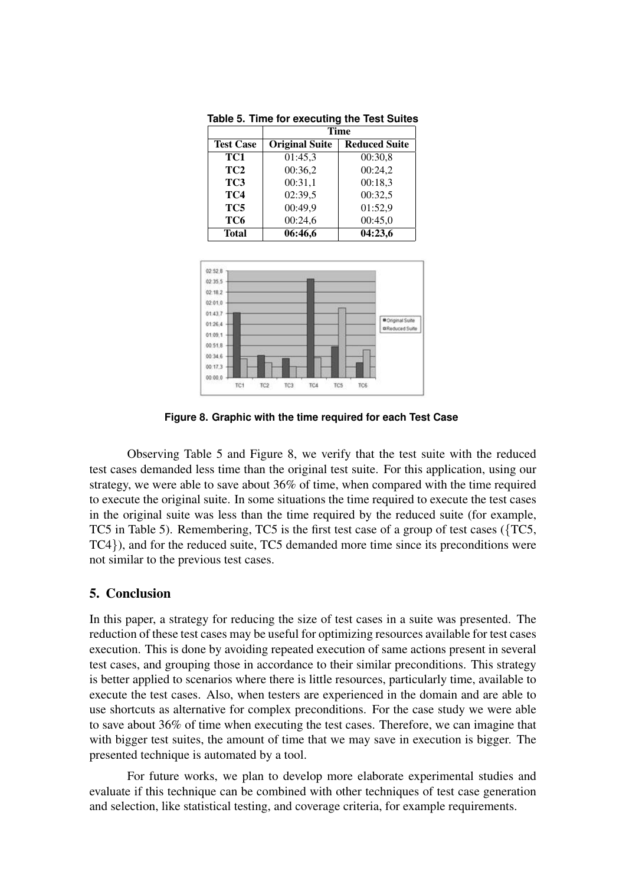**Table 5. Time for executing the Test Suites**

| Test Case | Time | |
|---|---|---|
| | **Original Suite** | **Reduced Suite** |
| **TC1** | 01:45,3 | 00:30,8 |
| **TC2** | 00:36,2 | 00:24,2 |
| **TC3** | 00:31,1 | 00:18,3 |
| **TC4** | 02:39,5 | 00:32,5 |
| **TC5** | 00:49,9 | 01:52,9 |
| **TC6** | 00:24,6 | 00:45,0 |
| **Total** | **06:46,6** | **04:23,6** |

**Figure 8. Graphic with the time required for each Test Case**

Observing Table 5 and Figure 8, we verify that the test suite with the reduced test cases demanded less time than the original test suite. For this application, using our strategy, we were able to save about 36% of time, when compared with the time required to execute the original suite. In some situations the time required to execute the test cases in the original suite was less than the time required by the reduced suite (for example, TC5 in Table 5). Remembering, TC5 is the first test case of a group of test cases ({TC5, TC4}), and for the reduced suite, TC5 demanded more time since its preconditions were not similar to the previous test cases.

## 5. Conclusion

In this paper, a strategy for reducing the size of test cases in a suite was presented. The reduction of these test cases may be useful for optimizing resources available for test cases execution. This is done by avoiding repeated execution of same actions present in several test cases, and grouping those in accordance to their similar preconditions. This strategy is better applied to scenarios where there is little resources, particularly time, available to execute the test cases. Also, when testers are experienced in the domain and are able to use shortcuts as alternative for complex preconditions. For the case study we were able to save about 36% of time when executing the test cases. Therefore, we can imagine that with bigger test suites, the amount of time that we may save in execution is bigger. The presented technique is automated by a tool.

For future works, we plan to develop more elaborate experimental studies and evaluate if this technique can be combined with other techniques of test case generation and selection, like statistical testing, and coverage criteria, for example requirements.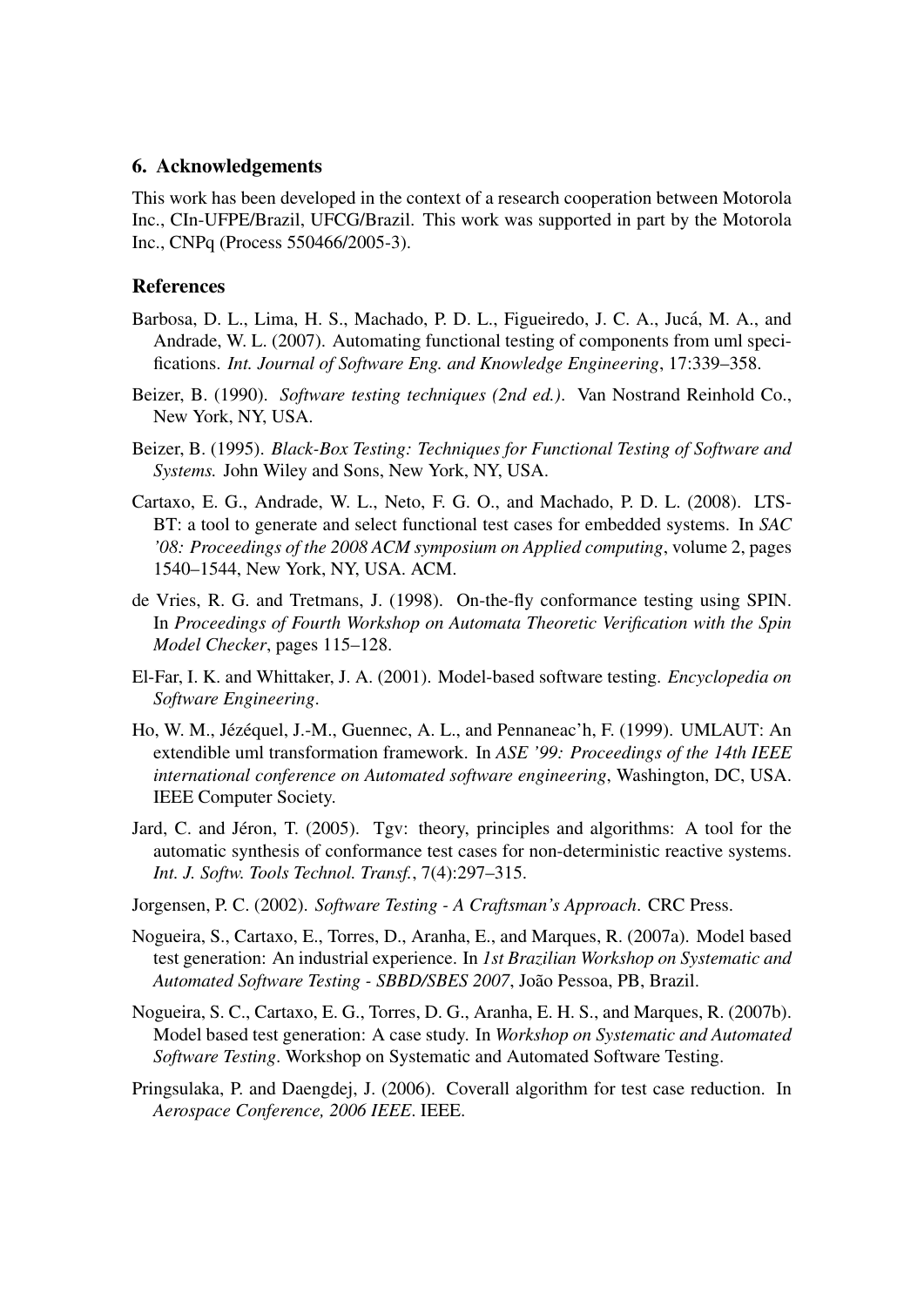## 6. Acknowledgements

This work has been developed in the context of a research cooperation between Motorola Inc., CIn-UFPE/Brazil, UFCG/Brazil. This work was supported in part by the Motorola Inc., CNPq (Process 550466/2005-3).

## References

Barbosa, D. L., Lima, H. S., Machado, P. D. L., Figueiredo, J. C. A., Jucá, M. A., and Andrade, W. L. (2007). Automating functional testing of components from uml specifications. *Int. Journal of Software Eng. and Knowledge Engineering*, 17:339–358.

Beizer, B. (1990). *Software testing techniques (2nd ed.)*. Van Nostrand Reinhold Co., New York, NY, USA.

Beizer, B. (1995). *Black-Box Testing: Techniques for Functional Testing of Software and Systems.* John Wiley and Sons, New York, NY, USA.

Cartaxo, E. G., Andrade, W. L., Neto, F. G. O., and Machado, P. D. L. (2008). LTS-BT: a tool to generate and select functional test cases for embedded systems. In *SAC '08: Proceedings of the 2008 ACM symposium on Applied computing*, volume 2, pages 1540–1544, New York, NY, USA. ACM.

de Vries, R. G. and Tretmans, J. (1998). On-the-fly conformance testing using SPIN. In *Proceedings of Fourth Workshop on Automata Theoretic Verification with the Spin Model Checker*, pages 115–128.

El-Far, I. K. and Whittaker, J. A. (2001). Model-based software testing. *Encyclopedia on Software Engineering*.

Ho, W. M., Jézéquel, J.-M., Guennec, A. L., and Pennaneac'h, F. (1999). UMLAUT: An extendible uml transformation framework. In *ASE '99: Proceedings of the 14th IEEE international conference on Automated software engineering*, Washington, DC, USA. IEEE Computer Society.

Jard, C. and Jéron, T. (2005). Tgv: theory, principles and algorithms: A tool for the automatic synthesis of conformance test cases for non-deterministic reactive systems. *Int. J. Softw. Tools Technol. Transf.*, 7(4):297–315.

Jorgensen, P. C. (2002). *Software Testing - A Craftsman's Approach*. CRC Press.

Nogueira, S., Cartaxo, E., Torres, D., Aranha, E., and Marques, R. (2007a). Model based test generation: An industrial experience. In *1st Brazilian Workshop on Systematic and Automated Software Testing - SBBD/SBES 2007*, João Pessoa, PB, Brazil.

Nogueira, S. C., Cartaxo, E. G., Torres, D. G., Aranha, E. H. S., and Marques, R. (2007b). Model based test generation: A case study. In *Workshop on Systematic and Automated Software Testing*. Workshop on Systematic and Automated Software Testing.

Pringsulaka, P. and Daengdej, J. (2006). Coverall algorithm for test case reduction. In *Aerospace Conference, 2006 IEEE*. IEEE.